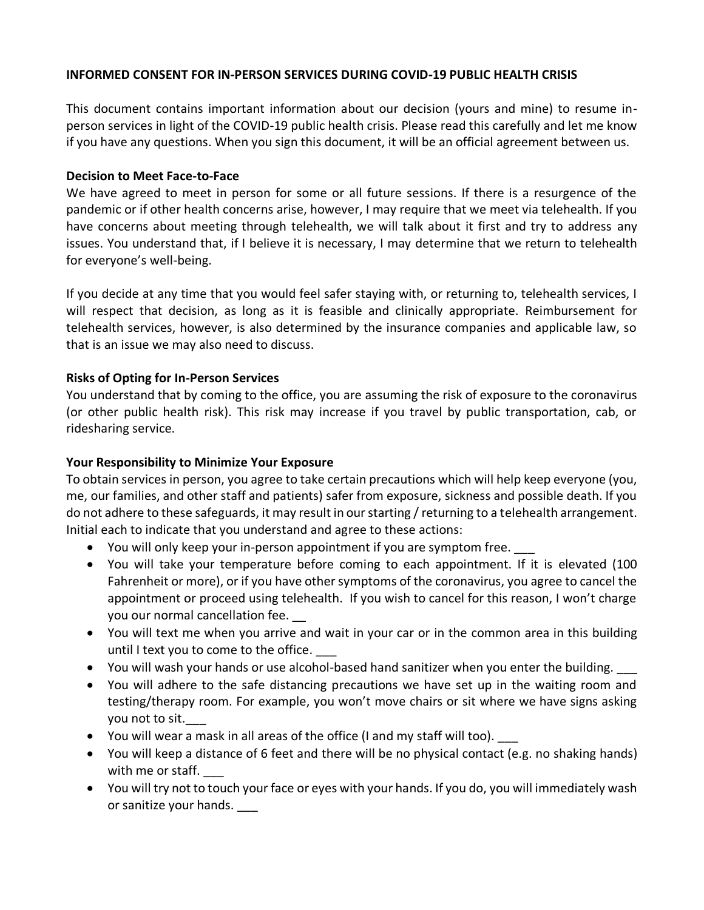**INFORMED CONSENT FOR IN-PERSON SERVICES DURING COVID-19 PUBLIC HEALTH CRISIS**

This document contains important information about our decision (yours and mine) to resume in-person services in light of the COVID-19 public health crisis. Please read this carefully and let me know if you have any questions. When you sign this document, it will be an official agreement between us.

**Decision to Meet Face-to-Face**

We have agreed to meet in person for some or all future sessions. If there is a resurgence of the pandemic or if other health concerns arise, however, I may require that we meet via telehealth. If you have concerns about meeting through telehealth, we will talk about it first and try to address any issues. You understand that, if I believe it is necessary, I may determine that we return to telehealth for everyone's well-being.

If you decide at any time that you would feel safer staying with, or returning to, telehealth services, I will respect that decision, as long as it is feasible and clinically appropriate. Reimbursement for telehealth services, however, is also determined by the insurance companies and applicable law, so that is an issue we may also need to discuss.

**Risks of Opting for In-Person Services**

You understand that by coming to the office, you are assuming the risk of exposure to the coronavirus (or other public health risk). This risk may increase if you travel by public transportation, cab, or ridesharing service.

**Your Responsibility to Minimize Your Exposure**

To obtain services in person, you agree to take certain precautions which will help keep everyone (you, me, our families, and other staff and patients) safer from exposure, sickness and possible death. If you do not adhere to these safeguards, it may result in our starting / returning to a telehealth arrangement. Initial each to indicate that you understand and agree to these actions:

- You will only keep your in-person appointment if you are symptom free. ___
- You will take your temperature before coming to each appointment. If it is elevated (100 Fahrenheit or more), or if you have other symptoms of the coronavirus, you agree to cancel the appointment or proceed using telehealth. If you wish to cancel for this reason, I won't charge you our normal cancellation fee. __
- You will text me when you arrive and wait in your car or in the common area in this building until I text you to come to the office. ___
- You will wash your hands or use alcohol-based hand sanitizer when you enter the building. ___
- You will adhere to the safe distancing precautions we have set up in the waiting room and testing/therapy room. For example, you won't move chairs or sit where we have signs asking you not to sit.___
- You will wear a mask in all areas of the office (I and my staff will too). ___
- You will keep a distance of 6 feet and there will be no physical contact (e.g. no shaking hands) with me or staff. ___
- You will try not to touch your face or eyes with your hands. If you do, you will immediately wash or sanitize your hands. ___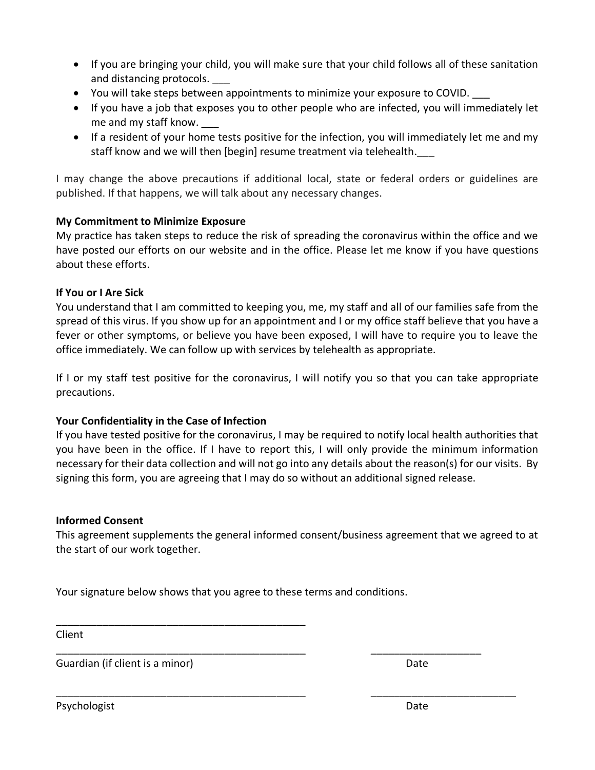- If you are bringing your child, you will make sure that your child follows all of these sanitation and distancing protocols. ___
- You will take steps between appointments to minimize your exposure to COVID. ___
- If you have a job that exposes you to other people who are infected, you will immediately let me and my staff know. ___
- If a resident of your home tests positive for the infection, you will immediately let me and my staff know and we will then [begin] resume treatment via telehealth.___

I may change the above precautions if additional local, state or federal orders or guidelines are published. If that happens, we will talk about any necessary changes.

**My Commitment to Minimize Exposure**

My practice has taken steps to reduce the risk of spreading the coronavirus within the office and we have posted our efforts on our website and in the office. Please let me know if you have questions about these efforts.

**If You or I Are Sick**

You understand that I am committed to keeping you, me, my staff and all of our families safe from the spread of this virus. If you show up for an appointment and I or my office staff believe that you have a fever or other symptoms, or believe you have been exposed, I will have to require you to leave the office immediately. We can follow up with services by telehealth as appropriate.

If I or my staff test positive for the coronavirus, I will notify you so that you can take appropriate precautions.

**Your Confidentiality in the Case of Infection**

If you have tested positive for the coronavirus, I may be required to notify local health authorities that you have been in the office. If I have to report this, I will only provide the minimum information necessary for their data collection and will not go into any details about the reason(s) for our visits. By signing this form, you are agreeing that I may do so without an additional signed release.

**Informed Consent**

This agreement supplements the general informed consent/business agreement that we agreed to at the start of our work together.

Your signature below shows that you agree to these terms and conditions.

_____________________________________________
Client

_____________________________________________ ____________________
Guardian (if client is a minor) Date

_____________________________________________ __________________________
Psychologist Date